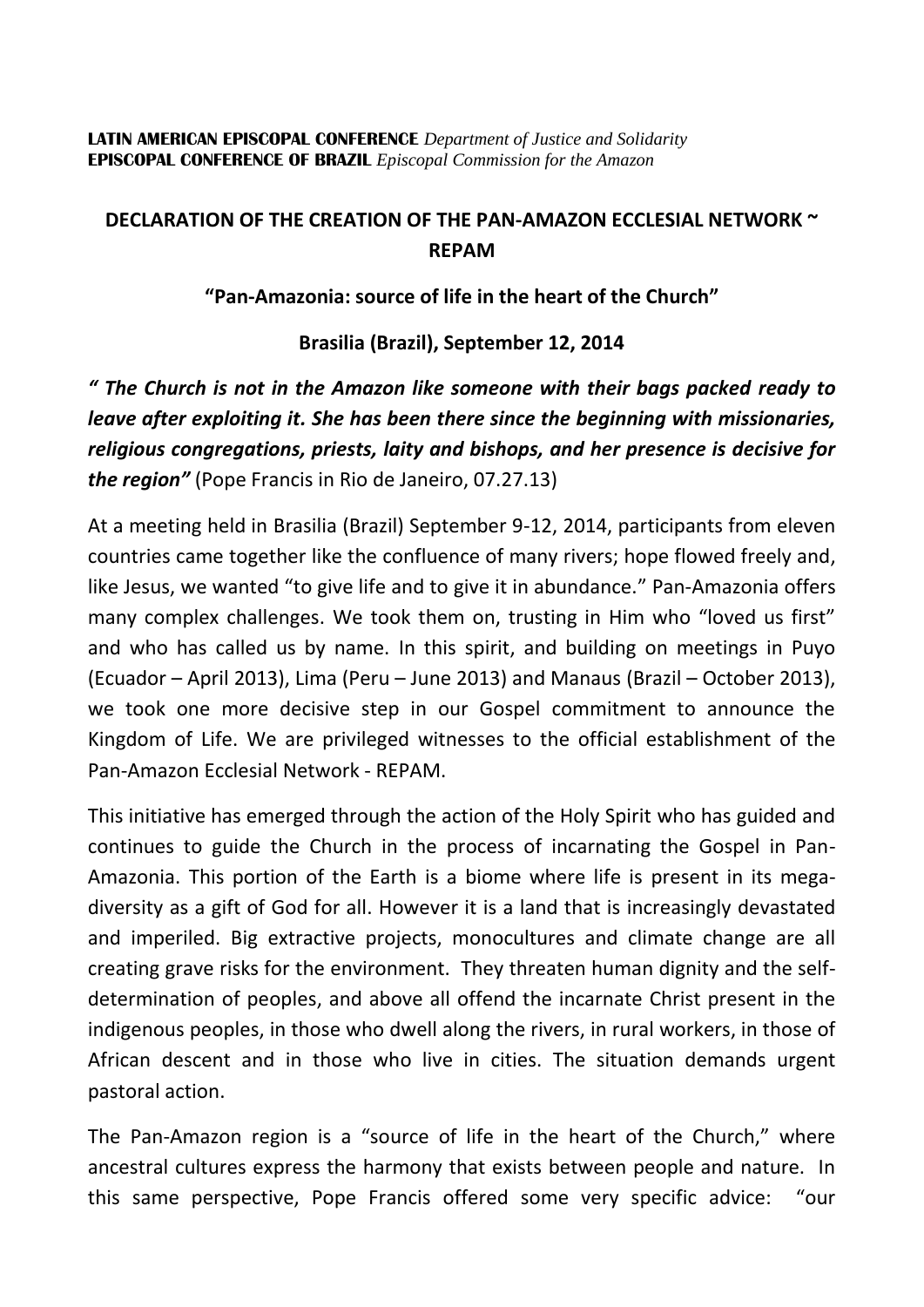**LATIN AMERICAN EPISCOPAL CONFERENCE** *Department of Justice and Solidarity*
**EPISCOPAL CONFERENCE OF BRAZIL** *Episcopal Commission for the Amazon*

# DECLARATION OF THE CREATION OF THE PAN-AMAZON ECCLESIAL NETWORK ~ REPAM

## "Pan-Amazonia: source of life in the heart of the Church"

### Brasilia (Brazil), September 12, 2014

***" The Church is not in the Amazon like someone with their bags packed ready to leave after exploiting it. She has been there since the beginning with missionaries, religious congregations, priests, laity and bishops, and her presence is decisive for the region"*** (Pope Francis in Rio de Janeiro, 07.27.13)

At a meeting held in Brasilia (Brazil) September 9-12, 2014, participants from eleven countries came together like the confluence of many rivers; hope flowed freely and, like Jesus, we wanted "to give life and to give it in abundance." Pan-Amazonia offers many complex challenges. We took them on, trusting in Him who "loved us first" and who has called us by name. In this spirit, and building on meetings in Puyo (Ecuador – April 2013), Lima (Peru – June 2013) and Manaus (Brazil – October 2013), we took one more decisive step in our Gospel commitment to announce the Kingdom of Life. We are privileged witnesses to the official establishment of the Pan-Amazon Ecclesial Network - REPAM.

This initiative has emerged through the action of the Holy Spirit who has guided and continues to guide the Church in the process of incarnating the Gospel in Pan-Amazonia. This portion of the Earth is a biome where life is present in its mega-diversity as a gift of God for all. However it is a land that is increasingly devastated and imperiled. Big extractive projects, monocultures and climate change are all creating grave risks for the environment. They threaten human dignity and the self-determination of peoples, and above all offend the incarnate Christ present in the indigenous peoples, in those who dwell along the rivers, in rural workers, in those of African descent and in those who live in cities. The situation demands urgent pastoral action.

The Pan-Amazon region is a "source of life in the heart of the Church," where ancestral cultures express the harmony that exists between people and nature. In this same perspective, Pope Francis offered some very specific advice: "our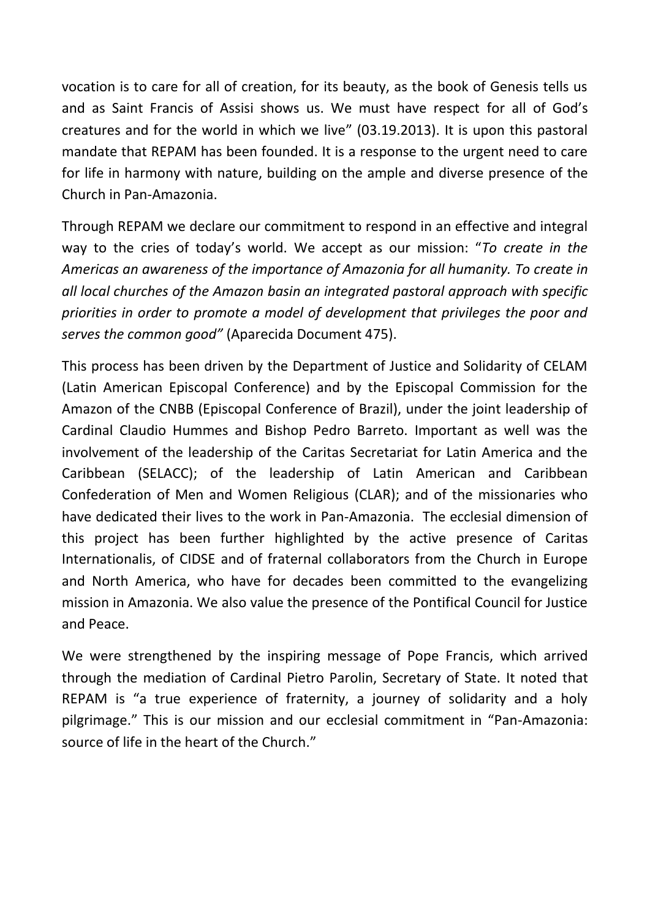vocation is to care for all of creation, for its beauty, as the book of Genesis tells us and as Saint Francis of Assisi shows us. We must have respect for all of God's creatures and for the world in which we live" (03.19.2013). It is upon this pastoral mandate that REPAM has been founded. It is a response to the urgent need to care for life in harmony with nature, building on the ample and diverse presence of the Church in Pan-Amazonia.

Through REPAM we declare our commitment to respond in an effective and integral way to the cries of today's world. We accept as our mission: "*To create in the Americas an awareness of the importance of Amazonia for all humanity. To create in all local churches of the Amazon basin an integrated pastoral approach with specific priorities in order to promote a model of development that privileges the poor and serves the common good"* (Aparecida Document 475).

This process has been driven by the Department of Justice and Solidarity of CELAM (Latin American Episcopal Conference) and by the Episcopal Commission for the Amazon of the CNBB (Episcopal Conference of Brazil), under the joint leadership of Cardinal Claudio Hummes and Bishop Pedro Barreto. Important as well was the involvement of the leadership of the Caritas Secretariat for Latin America and the Caribbean (SELACC); of the leadership of Latin American and Caribbean Confederation of Men and Women Religious (CLAR); and of the missionaries who have dedicated their lives to the work in Pan-Amazonia. The ecclesial dimension of this project has been further highlighted by the active presence of Caritas Internationalis, of CIDSE and of fraternal collaborators from the Church in Europe and North America, who have for decades been committed to the evangelizing mission in Amazonia. We also value the presence of the Pontifical Council for Justice and Peace.

We were strengthened by the inspiring message of Pope Francis, which arrived through the mediation of Cardinal Pietro Parolin, Secretary of State. It noted that REPAM is "a true experience of fraternity, a journey of solidarity and a holy pilgrimage." This is our mission and our ecclesial commitment in "Pan-Amazonia: source of life in the heart of the Church."